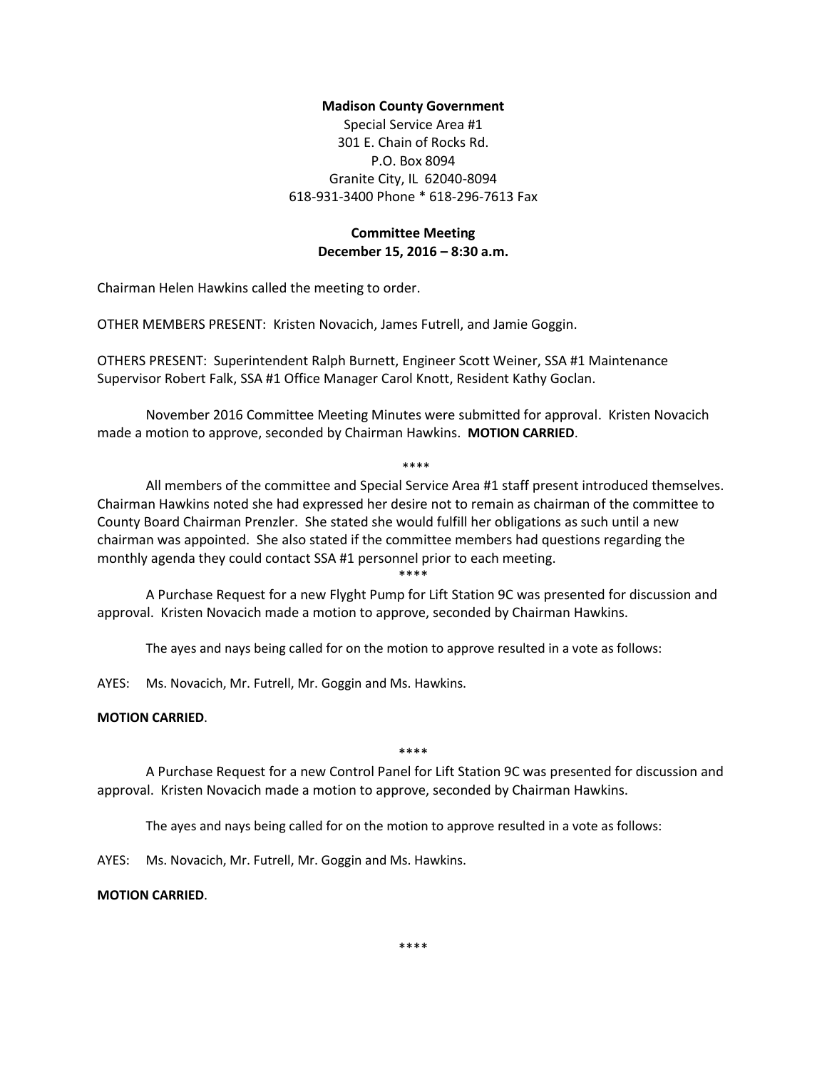**Madison County Government**

Special Service Area #1
301 E. Chain of Rocks Rd.
P.O. Box 8094
Granite City, IL 62040-8094
618-931-3400 Phone * 618-296-7613 Fax

**Committee Meeting**
**December 15, 2016 – 8:30 a.m.**

Chairman Helen Hawkins called the meeting to order.

OTHER MEMBERS PRESENT: Kristen Novacich, James Futrell, and Jamie Goggin.

OTHERS PRESENT: Superintendent Ralph Burnett, Engineer Scott Weiner, SSA #1 Maintenance Supervisor Robert Falk, SSA #1 Office Manager Carol Knott, Resident Kathy Goclan.

November 2016 Committee Meeting Minutes were submitted for approval. Kristen Novacich made a motion to approve, seconded by Chairman Hawkins. **MOTION CARRIED**.

****

All members of the committee and Special Service Area #1 staff present introduced themselves. Chairman Hawkins noted she had expressed her desire not to remain as chairman of the committee to County Board Chairman Prenzler. She stated she would fulfill her obligations as such until a new chairman was appointed. She also stated if the committee members had questions regarding the monthly agenda they could contact SSA #1 personnel prior to each meeting.

****

A Purchase Request for a new Flyght Pump for Lift Station 9C was presented for discussion and approval. Kristen Novacich made a motion to approve, seconded by Chairman Hawkins.

The ayes and nays being called for on the motion to approve resulted in a vote as follows:

AYES: Ms. Novacich, Mr. Futrell, Mr. Goggin and Ms. Hawkins.

**MOTION CARRIED**.

****

A Purchase Request for a new Control Panel for Lift Station 9C was presented for discussion and approval. Kristen Novacich made a motion to approve, seconded by Chairman Hawkins.

The ayes and nays being called for on the motion to approve resulted in a vote as follows:

AYES: Ms. Novacich, Mr. Futrell, Mr. Goggin and Ms. Hawkins.

**MOTION CARRIED**.

****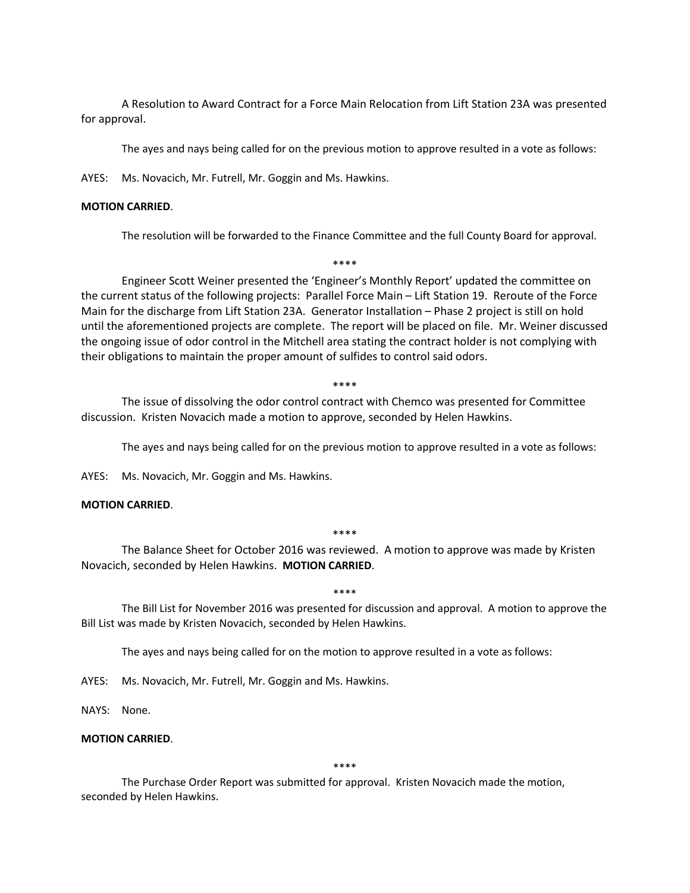A Resolution to Award Contract for a Force Main Relocation from Lift Station 23A was presented for approval.

The ayes and nays being called for on the previous motion to approve resulted in a vote as follows:

AYES: Ms. Novacich, Mr. Futrell, Mr. Goggin and Ms. Hawkins.

**MOTION CARRIED**.

The resolution will be forwarded to the Finance Committee and the full County Board for approval.

****

Engineer Scott Weiner presented the 'Engineer's Monthly Report' updated the committee on the current status of the following projects: Parallel Force Main – Lift Station 19. Reroute of the Force Main for the discharge from Lift Station 23A. Generator Installation – Phase 2 project is still on hold until the aforementioned projects are complete. The report will be placed on file. Mr. Weiner discussed the ongoing issue of odor control in the Mitchell area stating the contract holder is not complying with their obligations to maintain the proper amount of sulfides to control said odors.

****

The issue of dissolving the odor control contract with Chemco was presented for Committee discussion. Kristen Novacich made a motion to approve, seconded by Helen Hawkins.

The ayes and nays being called for on the previous motion to approve resulted in a vote as follows:

AYES: Ms. Novacich, Mr. Goggin and Ms. Hawkins.

**MOTION CARRIED**.

****

The Balance Sheet for October 2016 was reviewed. A motion to approve was made by Kristen Novacich, seconded by Helen Hawkins. **MOTION CARRIED**.

****

The Bill List for November 2016 was presented for discussion and approval. A motion to approve the Bill List was made by Kristen Novacich, seconded by Helen Hawkins.

The ayes and nays being called for on the motion to approve resulted in a vote as follows:

AYES: Ms. Novacich, Mr. Futrell, Mr. Goggin and Ms. Hawkins.

NAYS: None.

**MOTION CARRIED**.

****

The Purchase Order Report was submitted for approval. Kristen Novacich made the motion, seconded by Helen Hawkins.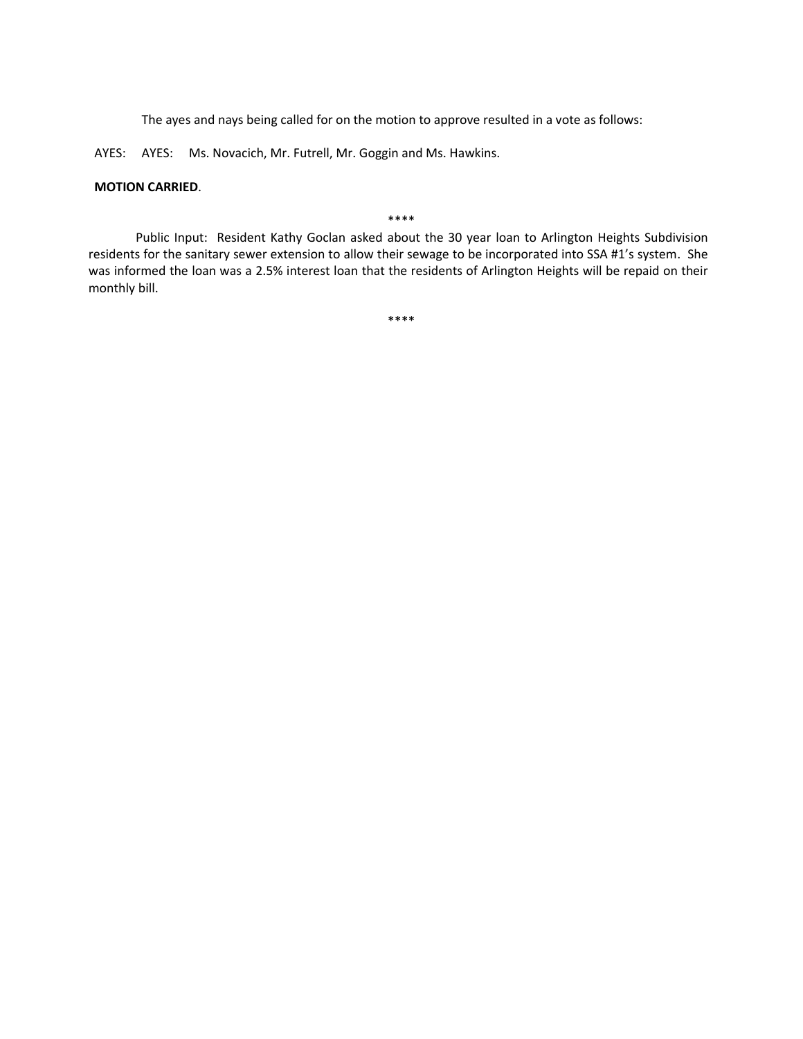The ayes and nays being called for on the motion to approve resulted in a vote as follows:

AYES: AYES: Ms. Novacich, Mr. Futrell, Mr. Goggin and Ms. Hawkins.

**MOTION CARRIED**.

****

Public Input: Resident Kathy Goclan asked about the 30 year loan to Arlington Heights Subdivision residents for the sanitary sewer extension to allow their sewage to be incorporated into SSA #1's system. She was informed the loan was a 2.5% interest loan that the residents of Arlington Heights will be repaid on their monthly bill.

****